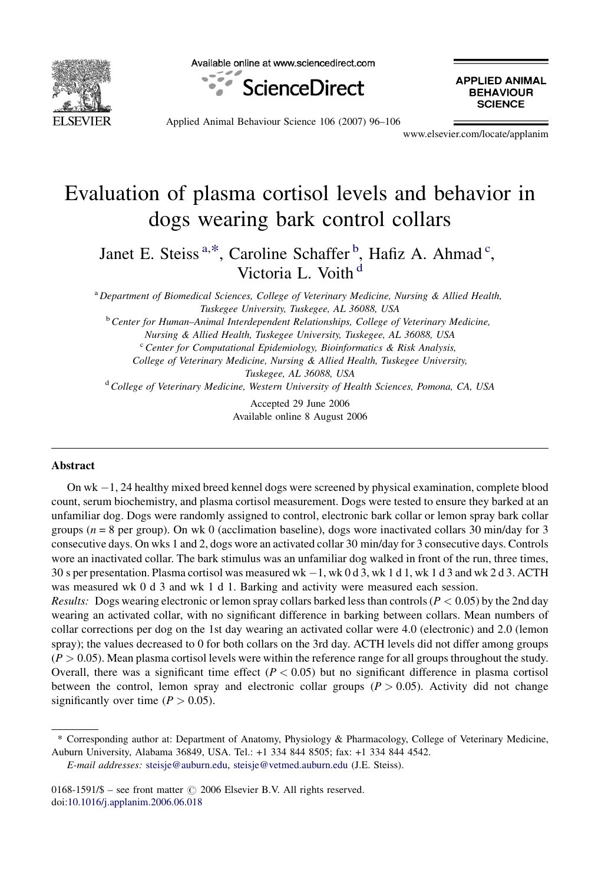# Evaluation of plasma cortisol levels and behavior in dogs wearing bark control collars

Janet E. Steiss [a,*], Caroline Schaffer [b], Hafiz A. Ahmad [c], Victoria L. Voith [d]

[a] *Department of Biomedical Sciences, College of Veterinary Medicine, Nursing & Allied Health, Tuskegee University, Tuskegee, AL 36088, USA*

[b] *Center for Human–Animal Interdependent Relationships, College of Veterinary Medicine, Nursing & Allied Health, Tuskegee University, Tuskegee, AL 36088, USA*

[c] *Center for Computational Epidemiology, Bioinformatics & Risk Analysis, College of Veterinary Medicine, Nursing & Allied Health, Tuskegee University, Tuskegee, AL 36088, USA*

[d] *College of Veterinary Medicine, Western University of Health Sciences, Pomona, CA, USA*

Accepted 29 June 2006

Available online 8 August 2006

## Abstract

On wk −1, 24 healthy mixed breed kennel dogs were screened by physical examination, complete blood count, serum biochemistry, and plasma cortisol measurement. Dogs were tested to ensure they barked at an unfamiliar dog. Dogs were randomly assigned to control, electronic bark collar or lemon spray bark collar groups ($n = 8$ per group). On wk 0 (acclimation baseline), dogs wore inactivated collars 30 min/day for 3 consecutive days. On wks 1 and 2, dogs wore an activated collar 30 min/day for 3 consecutive days. Controls wore an inactivated collar. The bark stimulus was an unfamiliar dog walked in front of the run, three times, 30 s per presentation. Plasma cortisol was measured wk −1, wk 0 d 3, wk 1 d 1, wk 1 d 3 and wk 2 d 3. ACTH was measured wk 0 d 3 and wk 1 d 1. Barking and activity were measured each session.

*Results:* Dogs wearing electronic or lemon spray collars barked less than controls ($P < 0.05$) by the 2nd day wearing an activated collar, with no significant difference in barking between collars. Mean numbers of collar corrections per dog on the 1st day wearing an activated collar were 4.0 (electronic) and 2.0 (lemon spray); the values decreased to 0 for both collars on the 3rd day. ACTH levels did not differ among groups ($P > 0.05$). Mean plasma cortisol levels were within the reference range for all groups throughout the study. Overall, there was a significant time effect ($P < 0.05$) but no significant difference in plasma cortisol between the control, lemon spray and electronic collar groups ($P > 0.05$). Activity did not change significantly over time ($P > 0.05$).

---

\* Corresponding author at: Department of Anatomy, Physiology & Pharmacology, College of Veterinary Medicine, Auburn University, Alabama 36849, USA. Tel.: +1 334 844 8505; fax: +1 334 844 4542.

*E-mail addresses:* steisje@auburn.edu, steisje@vetmed.auburn.edu (J.E. Steiss).

0168-1591/$ – see front matter © 2006 Elsevier B.V. All rights reserved.
doi:10.1016/j.applanim.2006.06.018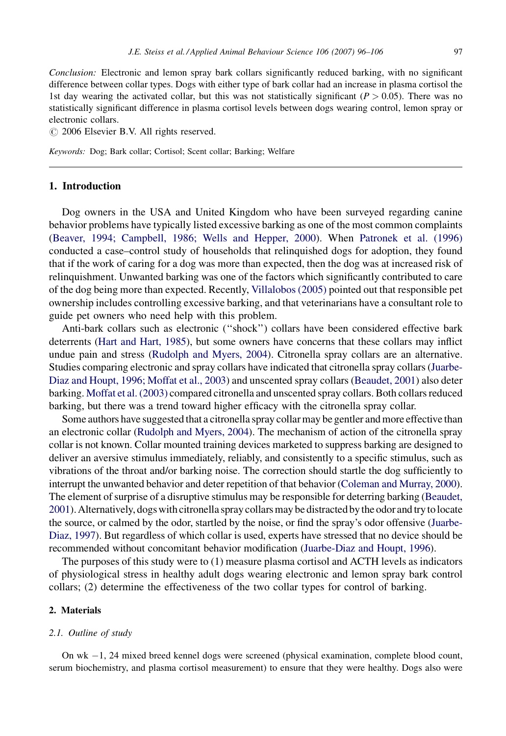*Conclusion:* Electronic and lemon spray bark collars significantly reduced barking, with no significant difference between collar types. Dogs with either type of bark collar had an increase in plasma cortisol the 1st day wearing the activated collar, but this was not statistically significant ($P > 0.05$). There was no statistically significant difference in plasma cortisol levels between dogs wearing control, lemon spray or electronic collars.

© 2006 Elsevier B.V. All rights reserved.

*Keywords:* Dog; Bark collar; Cortisol; Scent collar; Barking; Welfare

## 1. Introduction

Dog owners in the USA and United Kingdom who have been surveyed regarding canine behavior problems have typically listed excessive barking as one of the most common complaints (Beaver, 1994; Campbell, 1986; Wells and Hepper, 2000). When Patronek et al. (1996) conducted a case–control study of households that relinquished dogs for adoption, they found that if the work of caring for a dog was more than expected, then the dog was at increased risk of relinquishment. Unwanted barking was one of the factors which significantly contributed to care of the dog being more than expected. Recently, Villalobos (2005) pointed out that responsible pet ownership includes controlling excessive barking, and that veterinarians have a consultant role to guide pet owners who need help with this problem.

Anti-bark collars such as electronic (''shock'') collars have been considered effective bark deterrents (Hart and Hart, 1985), but some owners have concerns that these collars may inflict undue pain and stress (Rudolph and Myers, 2004). Citronella spray collars are an alternative. Studies comparing electronic and spray collars have indicated that citronella spray collars (Juarbe-Diaz and Houpt, 1996; Moffat et al., 2003) and unscented spray collars (Beaudet, 2001) also deter barking. Moffat et al. (2003) compared citronella and unscented spray collars. Both collars reduced barking, but there was a trend toward higher efficacy with the citronella spray collar.

Some authors have suggested that a citronella spray collar may be gentler and more effective than an electronic collar (Rudolph and Myers, 2004). The mechanism of action of the citronella spray collar is not known. Collar mounted training devices marketed to suppress barking are designed to deliver an aversive stimulus immediately, reliably, and consistently to a specific stimulus, such as vibrations of the throat and/or barking noise. The correction should startle the dog sufficiently to interrupt the unwanted behavior and deter repetition of that behavior (Coleman and Murray, 2000). The element of surprise of a disruptive stimulus may be responsible for deterring barking (Beaudet, 2001). Alternatively, dogs with citronella spray collars may be distracted by the odor and try to locate the source, or calmed by the odor, startled by the noise, or find the spray's odor offensive (Juarbe-Diaz, 1997). But regardless of which collar is used, experts have stressed that no device should be recommended without concomitant behavior modification (Juarbe-Diaz and Houpt, 1996).

The purposes of this study were to (1) measure plasma cortisol and ACTH levels as indicators of physiological stress in healthy adult dogs wearing electronic and lemon spray bark control collars; (2) determine the effectiveness of the two collar types for control of barking.

## 2. Materials

### 2.1. Outline of study

On wk −1, 24 mixed breed kennel dogs were screened (physical examination, complete blood count, serum biochemistry, and plasma cortisol measurement) to ensure that they were healthy. Dogs also were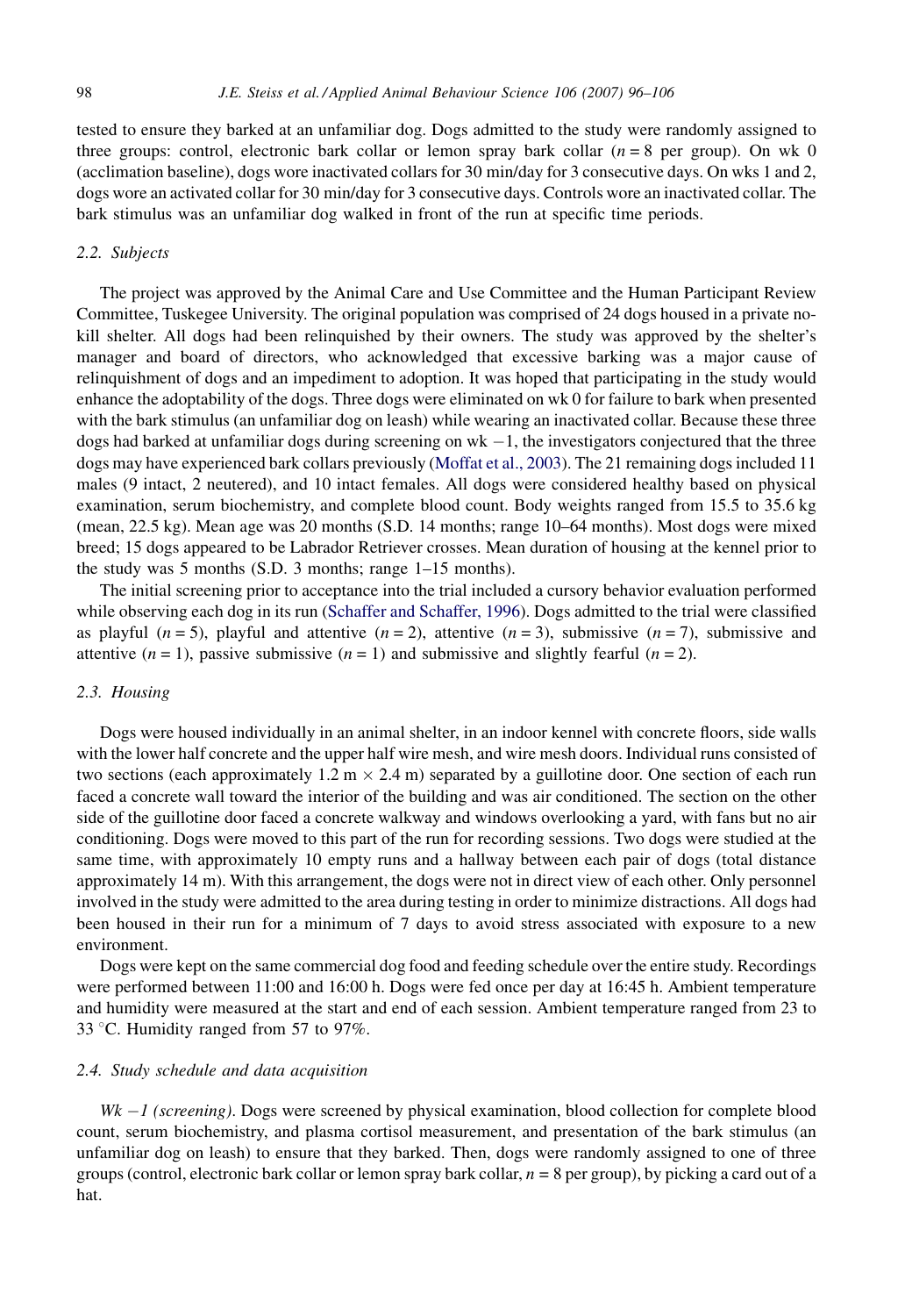tested to ensure they barked at an unfamiliar dog. Dogs admitted to the study were randomly assigned to three groups: control, electronic bark collar or lemon spray bark collar ($n = 8$ per group). On wk 0 (acclimation baseline), dogs wore inactivated collars for 30 min/day for 3 consecutive days. On wks 1 and 2, dogs wore an activated collar for 30 min/day for 3 consecutive days. Controls wore an inactivated collar. The bark stimulus was an unfamiliar dog walked in front of the run at specific time periods.

### 2.2. Subjects

The project was approved by the Animal Care and Use Committee and the Human Participant Review Committee, Tuskegee University. The original population was comprised of 24 dogs housed in a private no-kill shelter. All dogs had been relinquished by their owners. The study was approved by the shelter's manager and board of directors, who acknowledged that excessive barking was a major cause of relinquishment of dogs and an impediment to adoption. It was hoped that participating in the study would enhance the adoptability of the dogs. Three dogs were eliminated on wk 0 for failure to bark when presented with the bark stimulus (an unfamiliar dog on leash) while wearing an inactivated collar. Because these three dogs had barked at unfamiliar dogs during screening on wk −1, the investigators conjectured that the three dogs may have experienced bark collars previously (Moffat et al., 2003). The 21 remaining dogs included 11 males (9 intact, 2 neutered), and 10 intact females. All dogs were considered healthy based on physical examination, serum biochemistry, and complete blood count. Body weights ranged from 15.5 to 35.6 kg (mean, 22.5 kg). Mean age was 20 months (S.D. 14 months; range 10–64 months). Most dogs were mixed breed; 15 dogs appeared to be Labrador Retriever crosses. Mean duration of housing at the kennel prior to the study was 5 months (S.D. 3 months; range 1–15 months).

The initial screening prior to acceptance into the trial included a cursory behavior evaluation performed while observing each dog in its run (Schaffer and Schaffer, 1996). Dogs admitted to the trial were classified as playful ($n = 5$), playful and attentive ($n = 2$), attentive ($n = 3$), submissive ($n = 7$), submissive and attentive ($n = 1$), passive submissive ($n = 1$) and submissive and slightly fearful ($n = 2$).

### 2.3. Housing

Dogs were housed individually in an animal shelter, in an indoor kennel with concrete floors, side walls with the lower half concrete and the upper half wire mesh, and wire mesh doors. Individual runs consisted of two sections (each approximately 1.2 m × 2.4 m) separated by a guillotine door. One section of each run faced a concrete wall toward the interior of the building and was air conditioned. The section on the other side of the guillotine door faced a concrete walkway and windows overlooking a yard, with fans but no air conditioning. Dogs were moved to this part of the run for recording sessions. Two dogs were studied at the same time, with approximately 10 empty runs and a hallway between each pair of dogs (total distance approximately 14 m). With this arrangement, the dogs were not in direct view of each other. Only personnel involved in the study were admitted to the area during testing in order to minimize distractions. All dogs had been housed in their run for a minimum of 7 days to avoid stress associated with exposure to a new environment.

Dogs were kept on the same commercial dog food and feeding schedule over the entire study. Recordings were performed between 11:00 and 16:00 h. Dogs were fed once per day at 16:45 h. Ambient temperature and humidity were measured at the start and end of each session. Ambient temperature ranged from 23 to 33 °C. Humidity ranged from 57 to 97%.

### 2.4. Study schedule and data acquisition

*Wk −1 (screening)*. Dogs were screened by physical examination, blood collection for complete blood count, serum biochemistry, and plasma cortisol measurement, and presentation of the bark stimulus (an unfamiliar dog on leash) to ensure that they barked. Then, dogs were randomly assigned to one of three groups (control, electronic bark collar or lemon spray bark collar, $n = 8$ per group), by picking a card out of a hat.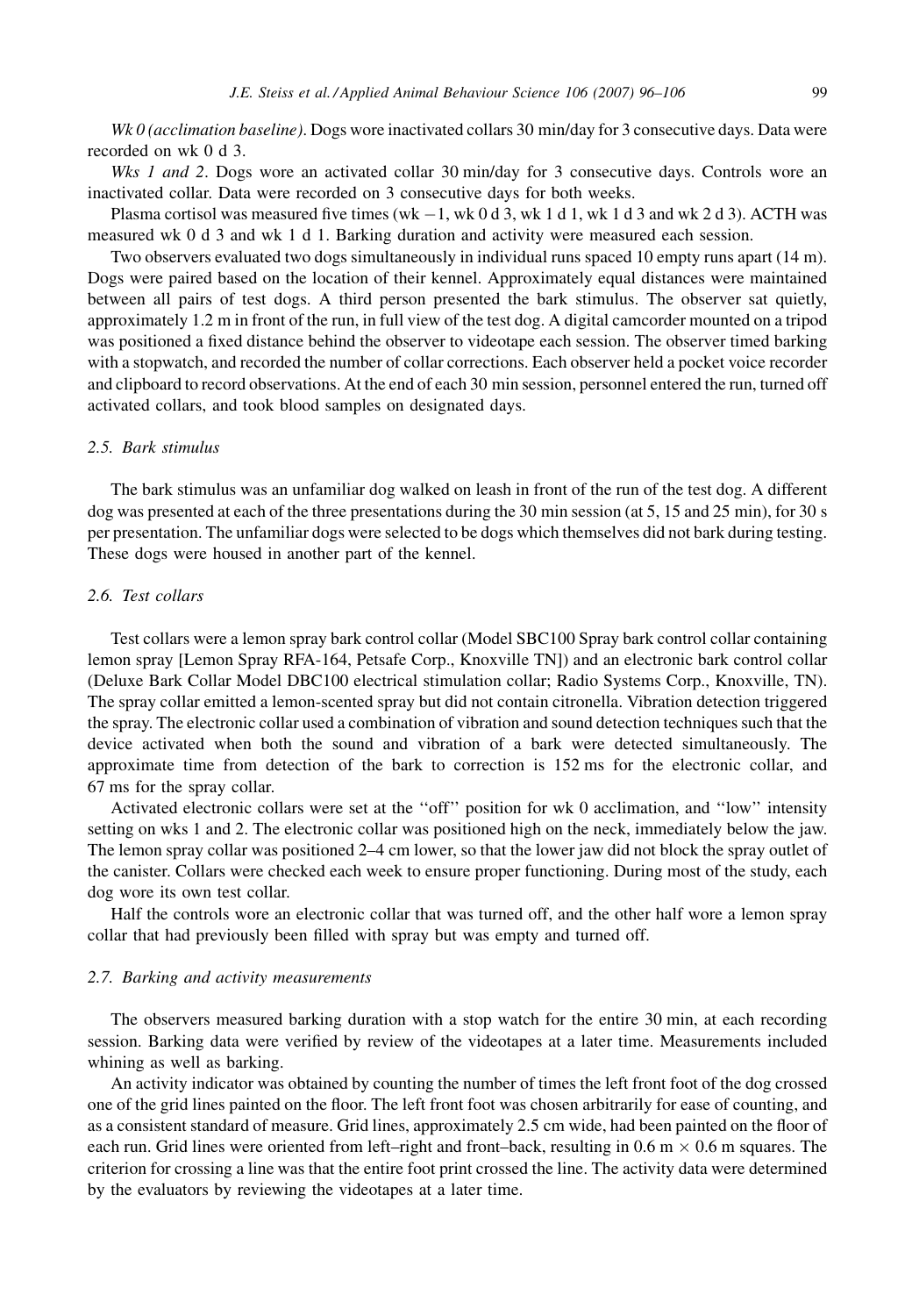*Wk 0 (acclimation baseline)*. Dogs wore inactivated collars 30 min/day for 3 consecutive days. Data were recorded on wk 0 d 3.

*Wks 1 and 2*. Dogs wore an activated collar 30 min/day for 3 consecutive days. Controls wore an inactivated collar. Data were recorded on 3 consecutive days for both weeks.

Plasma cortisol was measured five times (wk −1, wk 0 d 3, wk 1 d 1, wk 1 d 3 and wk 2 d 3). ACTH was measured wk 0 d 3 and wk 1 d 1. Barking duration and activity were measured each session.

Two observers evaluated two dogs simultaneously in individual runs spaced 10 empty runs apart (14 m). Dogs were paired based on the location of their kennel. Approximately equal distances were maintained between all pairs of test dogs. A third person presented the bark stimulus. The observer sat quietly, approximately 1.2 m in front of the run, in full view of the test dog. A digital camcorder mounted on a tripod was positioned a fixed distance behind the observer to videotape each session. The observer timed barking with a stopwatch, and recorded the number of collar corrections. Each observer held a pocket voice recorder and clipboard to record observations. At the end of each 30 min session, personnel entered the run, turned off activated collars, and took blood samples on designated days.

### 2.5. Bark stimulus

The bark stimulus was an unfamiliar dog walked on leash in front of the run of the test dog. A different dog was presented at each of the three presentations during the 30 min session (at 5, 15 and 25 min), for 30 s per presentation. The unfamiliar dogs were selected to be dogs which themselves did not bark during testing. These dogs were housed in another part of the kennel.

### 2.6. Test collars

Test collars were a lemon spray bark control collar (Model SBC100 Spray bark control collar containing lemon spray [Lemon Spray RFA-164, Petsafe Corp., Knoxville TN]) and an electronic bark control collar (Deluxe Bark Collar Model DBC100 electrical stimulation collar; Radio Systems Corp., Knoxville, TN). The spray collar emitted a lemon-scented spray but did not contain citronella. Vibration detection triggered the spray. The electronic collar used a combination of vibration and sound detection techniques such that the device activated when both the sound and vibration of a bark were detected simultaneously. The approximate time from detection of the bark to correction is 152 ms for the electronic collar, and 67 ms for the spray collar.

Activated electronic collars were set at the ''off'' position for wk 0 acclimation, and ''low'' intensity setting on wks 1 and 2. The electronic collar was positioned high on the neck, immediately below the jaw. The lemon spray collar was positioned 2–4 cm lower, so that the lower jaw did not block the spray outlet of the canister. Collars were checked each week to ensure proper functioning. During most of the study, each dog wore its own test collar.

Half the controls wore an electronic collar that was turned off, and the other half wore a lemon spray collar that had previously been filled with spray but was empty and turned off.

### 2.7. Barking and activity measurements

The observers measured barking duration with a stop watch for the entire 30 min, at each recording session. Barking data were verified by review of the videotapes at a later time. Measurements included whining as well as barking.

An activity indicator was obtained by counting the number of times the left front foot of the dog crossed one of the grid lines painted on the floor. The left front foot was chosen arbitrarily for ease of counting, and as a consistent standard of measure. Grid lines, approximately 2.5 cm wide, had been painted on the floor of each run. Grid lines were oriented from left–right and front–back, resulting in 0.6 m × 0.6 m squares. The criterion for crossing a line was that the entire foot print crossed the line. The activity data were determined by the evaluators by reviewing the videotapes at a later time.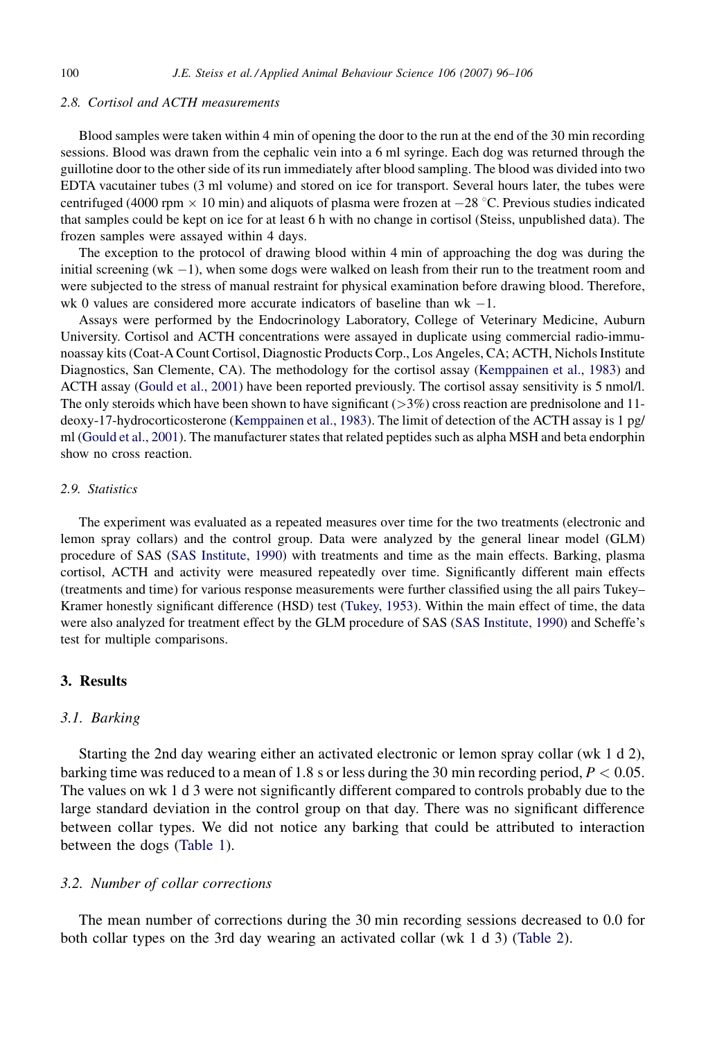### 2.8. Cortisol and ACTH measurements

Blood samples were taken within 4 min of opening the door to the run at the end of the 30 min recording sessions. Blood was drawn from the cephalic vein into a 6 ml syringe. Each dog was returned through the guillotine door to the other side of its run immediately after blood sampling. The blood was divided into two EDTA vacutainer tubes (3 ml volume) and stored on ice for transport. Several hours later, the tubes were centrifuged (4000 rpm × 10 min) and aliquots of plasma were frozen at −28 °C. Previous studies indicated that samples could be kept on ice for at least 6 h with no change in cortisol (Steiss, unpublished data). The frozen samples were assayed within 4 days.

The exception to the protocol of drawing blood within 4 min of approaching the dog was during the initial screening (wk −1), when some dogs were walked on leash from their run to the treatment room and were subjected to the stress of manual restraint for physical examination before drawing blood. Therefore, wk 0 values are considered more accurate indicators of baseline than wk −1.

Assays were performed by the Endocrinology Laboratory, College of Veterinary Medicine, Auburn University. Cortisol and ACTH concentrations were assayed in duplicate using commercial radio-immunoassay kits (Coat-A Count Cortisol, Diagnostic Products Corp., Los Angeles, CA; ACTH, Nichols Institute Diagnostics, San Clemente, CA). The methodology for the cortisol assay (Kemppainen et al., 1983) and ACTH assay (Gould et al., 2001) have been reported previously. The cortisol assay sensitivity is 5 nmol/l. The only steroids which have been shown to have significant (>3%) cross reaction are prednisolone and 11-deoxy-17-hydrocorticosterone (Kemppainen et al., 1983). The limit of detection of the ACTH assay is 1 pg/ml (Gould et al., 2001). The manufacturer states that related peptides such as alpha MSH and beta endorphin show no cross reaction.

### 2.9. Statistics

The experiment was evaluated as a repeated measures over time for the two treatments (electronic and lemon spray collars) and the control group. Data were analyzed by the general linear model (GLM) procedure of SAS (SAS Institute, 1990) with treatments and time as the main effects. Barking, plasma cortisol, ACTH and activity were measured repeatedly over time. Significantly different main effects (treatments and time) for various response measurements were further classified using the all pairs Tukey–Kramer honestly significant difference (HSD) test (Tukey, 1953). Within the main effect of time, the data were also analyzed for treatment effect by the GLM procedure of SAS (SAS Institute, 1990) and Scheffe's test for multiple comparisons.

## 3. Results

### 3.1. Barking

Starting the 2nd day wearing either an activated electronic or lemon spray collar (wk 1 d 2), barking time was reduced to a mean of 1.8 s or less during the 30 min recording period, $P < 0.05$. The values on wk 1 d 3 were not significantly different compared to controls probably due to the large standard deviation in the control group on that day. There was no significant difference between collar types. We did not notice any barking that could be attributed to interaction between the dogs (Table 1).

### 3.2. Number of collar corrections

The mean number of corrections during the 30 min recording sessions decreased to 0.0 for both collar types on the 3rd day wearing an activated collar (wk 1 d 3) (Table 2).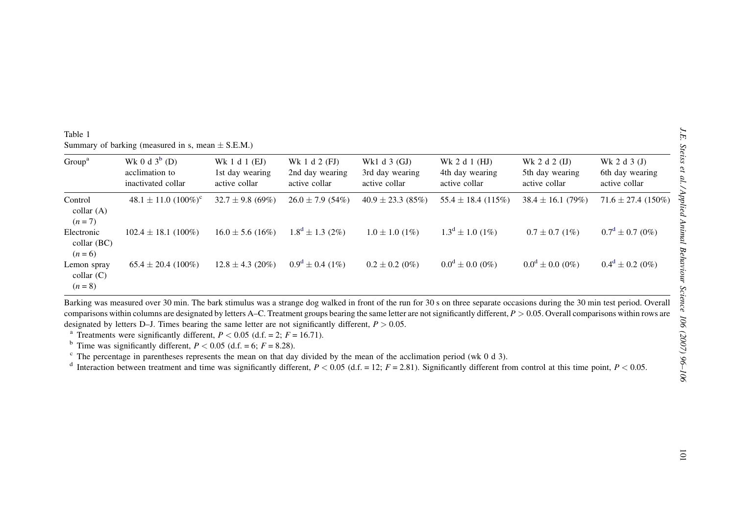Table 1

Summary of barking (measured in s, mean ± S.E.M.)

| Group[a] | Wk 0 d 3[b] (D) acclimation to inactivated collar | Wk 1 d 1 (EJ) 1st day wearing active collar | Wk 1 d 2 (FJ) 2nd day wearing active collar | Wk1 d 3 (GJ) 3rd day wearing active collar | Wk 2 d 1 (HJ) 4th day wearing active collar | Wk 2 d 2 (IJ) 5th day wearing active collar | Wk 2 d 3 (J) 6th day wearing active collar |
|---|---|---|---|---|---|---|---|
| Control collar (A) ($n$ = 7) | 48.1 ± 11.0 (100%)[c] | 32.7 ± 9.8 (69%) | 26.0 ± 7.9 (54%) | 40.9 ± 23.3 (85%) | 55.4 ± 18.4 (115%) | 38.4 ± 16.1 (79%) | 71.6 ± 27.4 (150%) |
| Electronic collar (BC) ($n$ = 6) | 102.4 ± 18.1 (100%) | 16.0 ± 5.6 (16%) | 1.8[d] ± 1.3 (2%) | 1.0 ± 1.0 (1%) | 1.3[d] ± 1.0 (1%) | 0.7 ± 0.7 (1%) | 0.7[d] ± 0.7 (0%) |
| Lemon spray collar (C) ($n$ = 8) | 65.4 ± 20.4 (100%) | 12.8 ± 4.3 (20%) | 0.9[d] ± 0.4 (1%) | 0.2 ± 0.2 (0%) | 0.0[d] ± 0.0 (0%) | 0.0[d] ± 0.0 (0%) | 0.4[d] ± 0.2 (0%) |

Barking was measured over 30 min. The bark stimulus was a strange dog walked in front of the run for 30 s on three separate occasions during the 30 min test period. Overall comparisons within columns are designated by letters A–C. Treatment groups bearing the same letter are not significantly different, $P > 0.05$. Overall comparisons within rows are designated by letters D–J. Times bearing the same letter are not significantly different, $P > 0.05$.

[a] Treatments were significantly different, $P < 0.05$ (d.f. = 2; $F$ = 16.71).

[b] Time was significantly different, $P < 0.05$ (d.f. = 6; $F$ = 8.28).

[c] The percentage in parentheses represents the mean on that day divided by the mean of the acclimation period (wk 0 d 3).

[d] Interaction between treatment and time was significantly different, $P < 0.05$ (d.f. = 12; $F$ = 2.81). Significantly different from control at this time point, $P < 0.05$.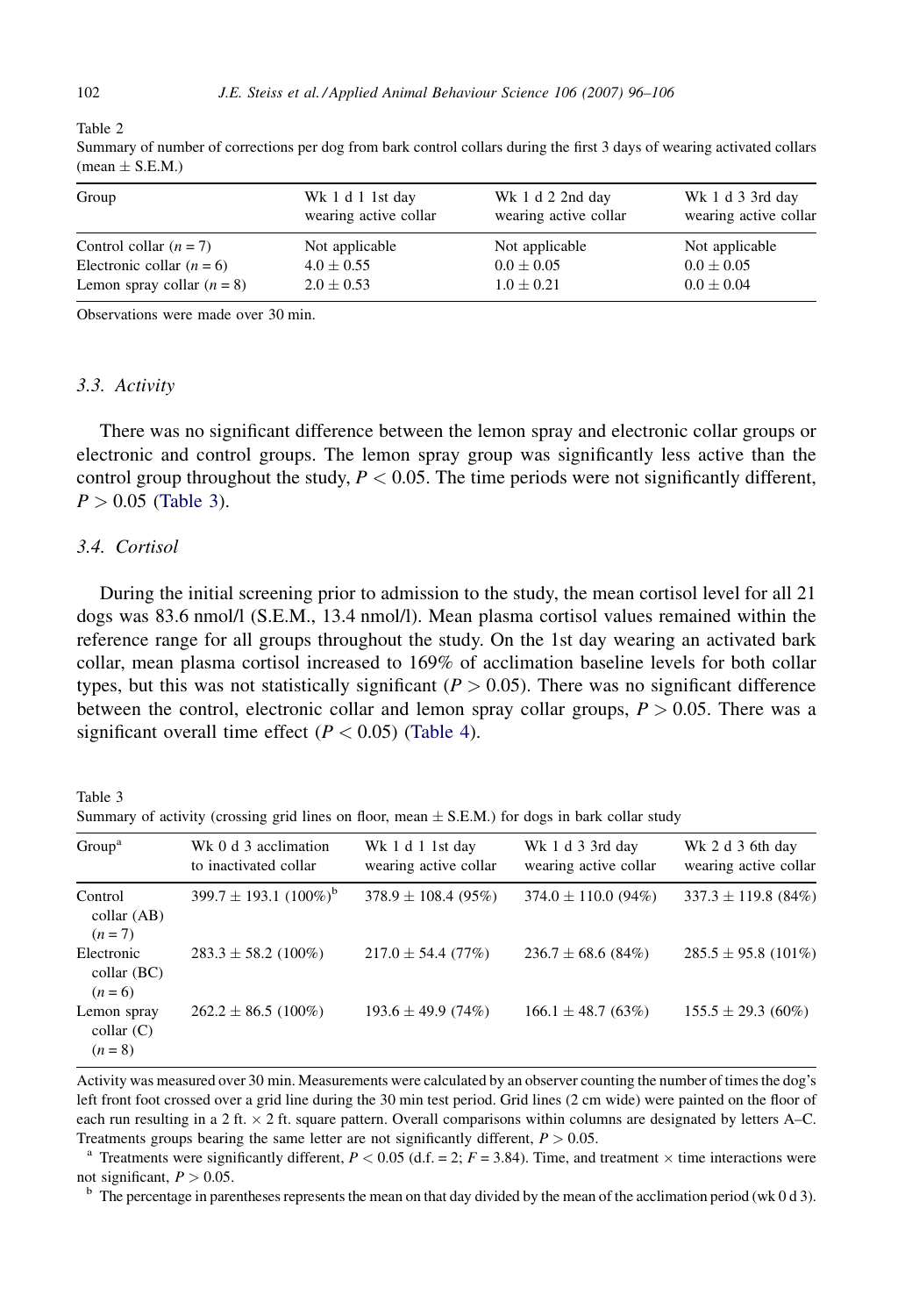Table 2

Summary of number of corrections per dog from bark control collars during the first 3 days of wearing activated collars (mean ± S.E.M.)

| Group | Wk 1 d 1 1st day wearing active collar | Wk 1 d 2 2nd day wearing active collar | Wk 1 d 3 3rd day wearing active collar |
|---|---|---|---|
| Control collar ($n = 7$) | Not applicable | Not applicable | Not applicable |
| Electronic collar ($n = 6$) | 4.0 ± 0.55 | 0.0 ± 0.05 | 0.0 ± 0.05 |
| Lemon spray collar ($n = 8$) | 2.0 ± 0.53 | 1.0 ± 0.21 | 0.0 ± 0.04 |

Observations were made over 30 min.

### 3.3. Activity

There was no significant difference between the lemon spray and electronic collar groups or electronic and control groups. The lemon spray group was significantly less active than the control group throughout the study, $P < 0.05$. The time periods were not significantly different, $P > 0.05$ (Table 3).

### 3.4. Cortisol

During the initial screening prior to admission to the study, the mean cortisol level for all 21 dogs was 83.6 nmol/l (S.E.M., 13.4 nmol/l). Mean plasma cortisol values remained within the reference range for all groups throughout the study. On the 1st day wearing an activated bark collar, mean plasma cortisol increased to 169% of acclimation baseline levels for both collar types, but this was not statistically significant ($P > 0.05$). There was no significant difference between the control, electronic collar and lemon spray collar groups, $P > 0.05$. There was a significant overall time effect ($P < 0.05$) (Table 4).

Table 3

Summary of activity (crossing grid lines on floor, mean ± S.E.M.) for dogs in bark collar study

| Group[a] | Wk 0 d 3 acclimation to inactivated collar | Wk 1 d 1 1st day wearing active collar | Wk 1 d 3 3rd day wearing active collar | Wk 2 d 3 6th day wearing active collar |
|---|---|---|---|---|
| Control collar (AB) ($n = 7$) | 399.7 ± 193.1 (100%)[b] | 378.9 ± 108.4 (95%) | 374.0 ± 110.0 (94%) | 337.3 ± 119.8 (84%) |
| Electronic collar (BC) ($n = 6$) | 283.3 ± 58.2 (100%) | 217.0 ± 54.4 (77%) | 236.7 ± 68.6 (84%) | 285.5 ± 95.8 (101%) |
| Lemon spray collar (C) ($n = 8$) | 262.2 ± 86.5 (100%) | 193.6 ± 49.9 (74%) | 166.1 ± 48.7 (63%) | 155.5 ± 29.3 (60%) |

Activity was measured over 30 min. Measurements were calculated by an observer counting the number of times the dog's left front foot crossed over a grid line during the 30 min test period. Grid lines (2 cm wide) were painted on the floor of each run resulting in a 2 ft. × 2 ft. square pattern. Overall comparisons within columns are designated by letters A–C. Treatments groups bearing the same letter are not significantly different, $P > 0.05$.

[a] Treatments were significantly different, $P < 0.05$ (d.f. = 2; $F = 3.84$). Time, and treatment × time interactions were not significant, $P > 0.05$.

[b] The percentage in parentheses represents the mean on that day divided by the mean of the acclimation period (wk 0 d 3).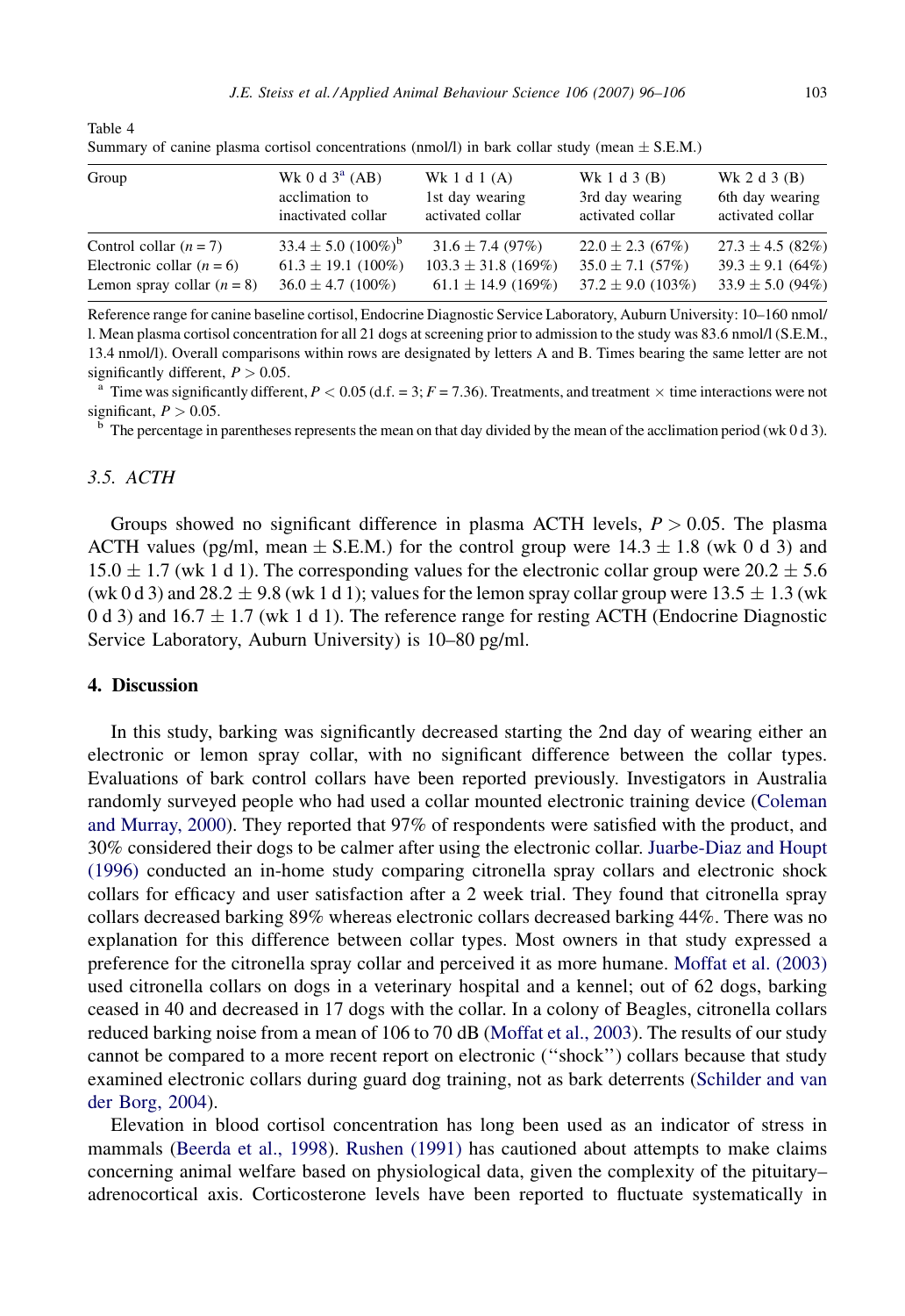Table 4
Summary of canine plasma cortisol concentrations (nmol/l) in bark collar study (mean ± S.E.M.)

| Group | Wk 0 d 3[a] (AB) acclimation to inactivated collar | Wk 1 d 1 (A) 1st day wearing activated collar | Wk 1 d 3 (B) 3rd day wearing activated collar | Wk 2 d 3 (B) 6th day wearing activated collar |
|---|---|---|---|---|
| Control collar ($n = 7$) | 33.4 ± 5.0 (100%)[b] | 31.6 ± 7.4 (97%) | 22.0 ± 2.3 (67%) | 27.3 ± 4.5 (82%) |
| Electronic collar ($n = 6$) | 61.3 ± 19.1 (100%) | 103.3 ± 31.8 (169%) | 35.0 ± 7.1 (57%) | 39.3 ± 9.1 (64%) |
| Lemon spray collar ($n = 8$) | 36.0 ± 4.7 (100%) | 61.1 ± 14.9 (169%) | 37.2 ± 9.0 (103%) | 33.9 ± 5.0 (94%) |

Reference range for canine baseline cortisol, Endocrine Diagnostic Service Laboratory, Auburn University: 10–160 nmol/l. Mean plasma cortisol concentration for all 21 dogs at screening prior to admission to the study was 83.6 nmol/l (S.E.M., 13.4 nmol/l). Overall comparisons within rows are designated by letters A and B. Times bearing the same letter are not significantly different, $P > 0.05$.

[a] Time was significantly different, $P < 0.05$ (d.f. = 3; $F = 7.36$). Treatments, and treatment × time interactions were not significant, $P > 0.05$.

[b] The percentage in parentheses represents the mean on that day divided by the mean of the acclimation period (wk 0 d 3).

### 3.5. ACTH

Groups showed no significant difference in plasma ACTH levels, $P > 0.05$. The plasma ACTH values (pg/ml, mean ± S.E.M.) for the control group were 14.3 ± 1.8 (wk 0 d 3) and 15.0 ± 1.7 (wk 1 d 1). The corresponding values for the electronic collar group were 20.2 ± 5.6 (wk 0 d 3) and 28.2 ± 9.8 (wk 1 d 1); values for the lemon spray collar group were 13.5 ± 1.3 (wk 0 d 3) and 16.7 ± 1.7 (wk 1 d 1). The reference range for resting ACTH (Endocrine Diagnostic Service Laboratory, Auburn University) is 10–80 pg/ml.

## 4. Discussion

In this study, barking was significantly decreased starting the 2nd day of wearing either an electronic or lemon spray collar, with no significant difference between the collar types. Evaluations of bark control collars have been reported previously. Investigators in Australia randomly surveyed people who had used a collar mounted electronic training device (Coleman and Murray, 2000). They reported that 97% of respondents were satisfied with the product, and 30% considered their dogs to be calmer after using the electronic collar. Juarbe-Diaz and Houpt (1996) conducted an in-home study comparing citronella spray collars and electronic shock collars for efficacy and user satisfaction after a 2 week trial. They found that citronella spray collars decreased barking 89% whereas electronic collars decreased barking 44%. There was no explanation for this difference between collar types. Most owners in that study expressed a preference for the citronella spray collar and perceived it as more humane. Moffat et al. (2003) used citronella collars on dogs in a veterinary hospital and a kennel; out of 62 dogs, barking ceased in 40 and decreased in 17 dogs with the collar. In a colony of Beagles, citronella collars reduced barking noise from a mean of 106 to 70 dB (Moffat et al., 2003). The results of our study cannot be compared to a more recent report on electronic (''shock'') collars because that study examined electronic collars during guard dog training, not as bark deterrents (Schilder and van der Borg, 2004).

Elevation in blood cortisol concentration has long been used as an indicator of stress in mammals (Beerda et al., 1998). Rushen (1991) has cautioned about attempts to make claims concerning animal welfare based on physiological data, given the complexity of the pituitary–adrenocortical axis. Corticosterone levels have been reported to fluctuate systematically in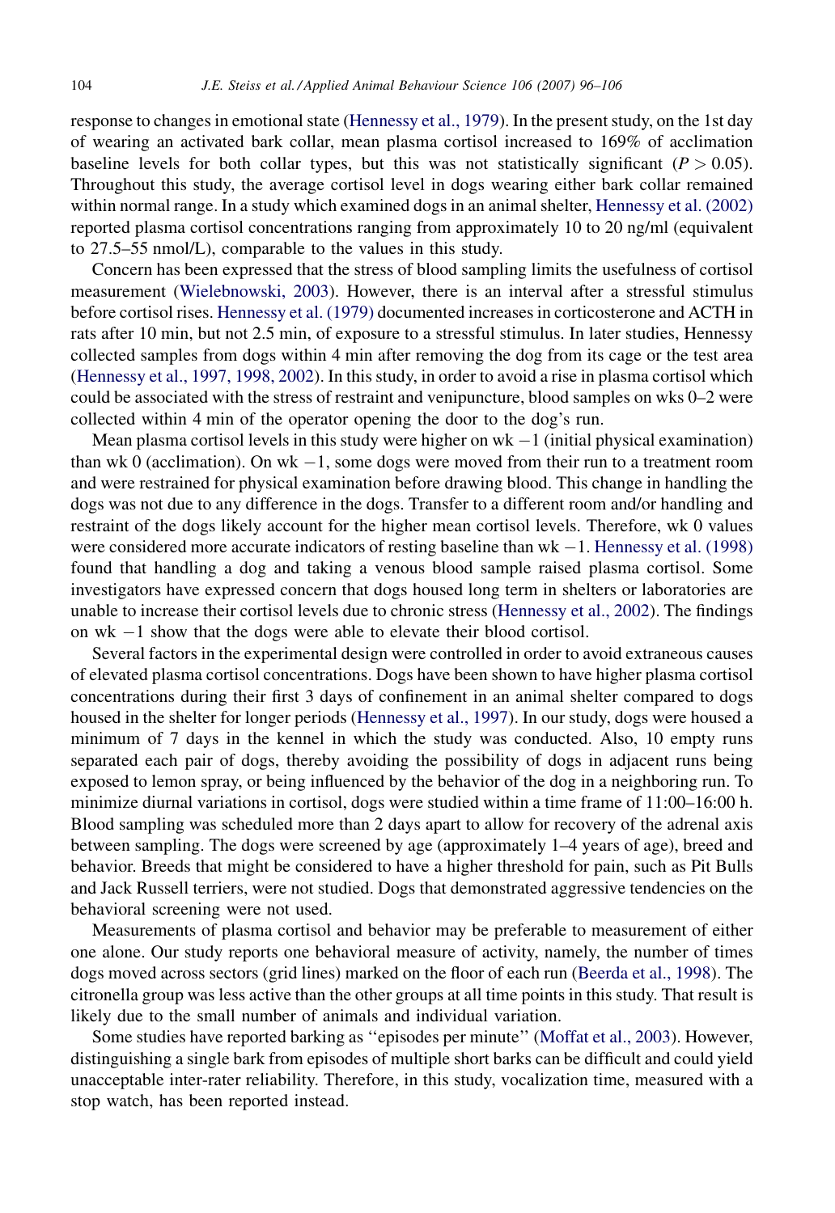response to changes in emotional state (Hennessy et al., 1979). In the present study, on the 1st day of wearing an activated bark collar, mean plasma cortisol increased to 169% of acclimation baseline levels for both collar types, but this was not statistically significant ($P > 0.05$). Throughout this study, the average cortisol level in dogs wearing either bark collar remained within normal range. In a study which examined dogs in an animal shelter, Hennessy et al. (2002) reported plasma cortisol concentrations ranging from approximately 10 to 20 ng/ml (equivalent to 27.5–55 nmol/L), comparable to the values in this study.

Concern has been expressed that the stress of blood sampling limits the usefulness of cortisol measurement (Wielebnowski, 2003). However, there is an interval after a stressful stimulus before cortisol rises. Hennessy et al. (1979) documented increases in corticosterone and ACTH in rats after 10 min, but not 2.5 min, of exposure to a stressful stimulus. In later studies, Hennessy collected samples from dogs within 4 min after removing the dog from its cage or the test area (Hennessy et al., 1997, 1998, 2002). In this study, in order to avoid a rise in plasma cortisol which could be associated with the stress of restraint and venipuncture, blood samples on wks 0–2 were collected within 4 min of the operator opening the door to the dog's run.

Mean plasma cortisol levels in this study were higher on wk −1 (initial physical examination) than wk 0 (acclimation). On wk −1, some dogs were moved from their run to a treatment room and were restrained for physical examination before drawing blood. This change in handling the dogs was not due to any difference in the dogs. Transfer to a different room and/or handling and restraint of the dogs likely account for the higher mean cortisol levels. Therefore, wk 0 values were considered more accurate indicators of resting baseline than wk −1. Hennessy et al. (1998) found that handling a dog and taking a venous blood sample raised plasma cortisol. Some investigators have expressed concern that dogs housed long term in shelters or laboratories are unable to increase their cortisol levels due to chronic stress (Hennessy et al., 2002). The findings on wk −1 show that the dogs were able to elevate their blood cortisol.

Several factors in the experimental design were controlled in order to avoid extraneous causes of elevated plasma cortisol concentrations. Dogs have been shown to have higher plasma cortisol concentrations during their first 3 days of confinement in an animal shelter compared to dogs housed in the shelter for longer periods (Hennessy et al., 1997). In our study, dogs were housed a minimum of 7 days in the kennel in which the study was conducted. Also, 10 empty runs separated each pair of dogs, thereby avoiding the possibility of dogs in adjacent runs being exposed to lemon spray, or being influenced by the behavior of the dog in a neighboring run. To minimize diurnal variations in cortisol, dogs were studied within a time frame of 11:00–16:00 h. Blood sampling was scheduled more than 2 days apart to allow for recovery of the adrenal axis between sampling. The dogs were screened by age (approximately 1–4 years of age), breed and behavior. Breeds that might be considered to have a higher threshold for pain, such as Pit Bulls and Jack Russell terriers, were not studied. Dogs that demonstrated aggressive tendencies on the behavioral screening were not used.

Measurements of plasma cortisol and behavior may be preferable to measurement of either one alone. Our study reports one behavioral measure of activity, namely, the number of times dogs moved across sectors (grid lines) marked on the floor of each run (Beerda et al., 1998). The citronella group was less active than the other groups at all time points in this study. That result is likely due to the small number of animals and individual variation.

Some studies have reported barking as "episodes per minute" (Moffat et al., 2003). However, distinguishing a single bark from episodes of multiple short barks can be difficult and could yield unacceptable inter-rater reliability. Therefore, in this study, vocalization time, measured with a stop watch, has been reported instead.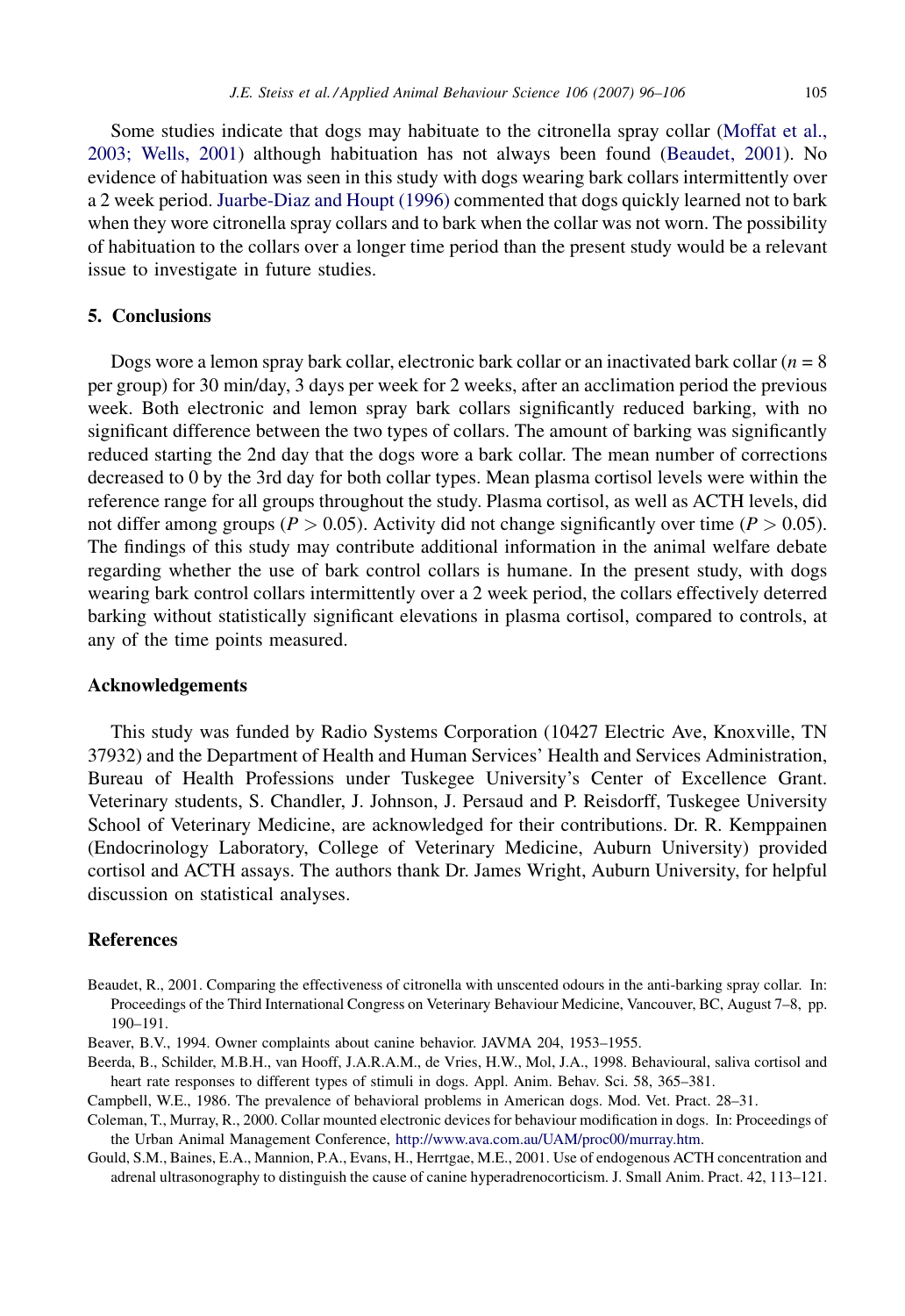Some studies indicate that dogs may habituate to the citronella spray collar (Moffat et al., 2003; Wells, 2001) although habituation has not always been found (Beaudet, 2001). No evidence of habituation was seen in this study with dogs wearing bark collars intermittently over a 2 week period. Juarbe-Diaz and Houpt (1996) commented that dogs quickly learned not to bark when they wore citronella spray collars and to bark when the collar was not worn. The possibility of habituation to the collars over a longer time period than the present study would be a relevant issue to investigate in future studies.

## 5. Conclusions

Dogs wore a lemon spray bark collar, electronic bark collar or an inactivated bark collar ($n = 8$ per group) for 30 min/day, 3 days per week for 2 weeks, after an acclimation period the previous week. Both electronic and lemon spray bark collars significantly reduced barking, with no significant difference between the two types of collars. The amount of barking was significantly reduced starting the 2nd day that the dogs wore a bark collar. The mean number of corrections decreased to 0 by the 3rd day for both collar types. Mean plasma cortisol levels were within the reference range for all groups throughout the study. Plasma cortisol, as well as ACTH levels, did not differ among groups ($P > 0.05$). Activity did not change significantly over time ($P > 0.05$). The findings of this study may contribute additional information in the animal welfare debate regarding whether the use of bark control collars is humane. In the present study, with dogs wearing bark control collars intermittently over a 2 week period, the collars effectively deterred barking without statistically significant elevations in plasma cortisol, compared to controls, at any of the time points measured.

## Acknowledgements

This study was funded by Radio Systems Corporation (10427 Electric Ave, Knoxville, TN 37932) and the Department of Health and Human Services' Health and Services Administration, Bureau of Health Professions under Tuskegee University's Center of Excellence Grant. Veterinary students, S. Chandler, J. Johnson, J. Persaud and P. Reisdorff, Tuskegee University School of Veterinary Medicine, are acknowledged for their contributions. Dr. R. Kemppainen (Endocrinology Laboratory, College of Veterinary Medicine, Auburn University) provided cortisol and ACTH assays. The authors thank Dr. James Wright, Auburn University, for helpful discussion on statistical analyses.

## References

Beaudet, R., 2001. Comparing the effectiveness of citronella with unscented odours in the anti-barking spray collar. In: Proceedings of the Third International Congress on Veterinary Behaviour Medicine, Vancouver, BC, August 7–8, pp. 190–191.

Beaver, B.V., 1994. Owner complaints about canine behavior. JAVMA 204, 1953–1955.

Beerda, B., Schilder, M.B.H., van Hooff, J.A.R.A.M., de Vries, H.W., Mol, J.A., 1998. Behavioural, saliva cortisol and heart rate responses to different types of stimuli in dogs. Appl. Anim. Behav. Sci. 58, 365–381.

Campbell, W.E., 1986. The prevalence of behavioral problems in American dogs. Mod. Vet. Pract. 28–31.

Coleman, T., Murray, R., 2000. Collar mounted electronic devices for behaviour modification in dogs. In: Proceedings of the Urban Animal Management Conference, http://www.ava.com.au/UAM/proc00/murray.htm.

Gould, S.M., Baines, E.A., Mannion, P.A., Evans, H., Herrtgae, M.E., 2001. Use of endogenous ACTH concentration and adrenal ultrasonography to distinguish the cause of canine hyperadrenocorticism. J. Small Anim. Pract. 42, 113–121.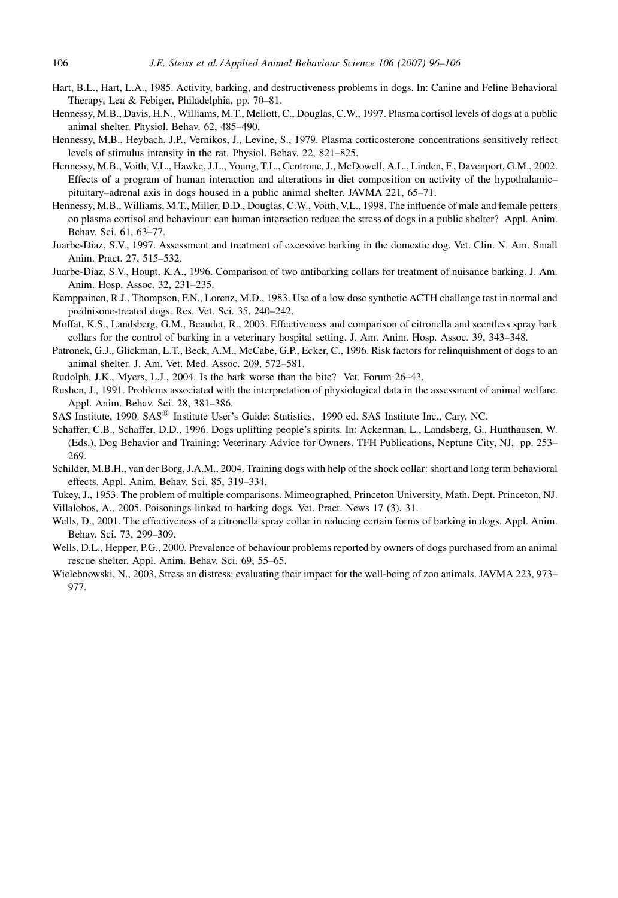Hart, B.L., Hart, L.A., 1985. Activity, barking, and destructiveness problems in dogs. In: Canine and Feline Behavioral Therapy, Lea & Febiger, Philadelphia, pp. 70–81.

Hennessy, M.B., Davis, H.N., Williams, M.T., Mellott, C., Douglas, C.W., 1997. Plasma cortisol levels of dogs at a public animal shelter. Physiol. Behav. 62, 485–490.

Hennessy, M.B., Heybach, J.P., Vernikos, J., Levine, S., 1979. Plasma corticosterone concentrations sensitively reflect levels of stimulus intensity in the rat. Physiol. Behav. 22, 821–825.

Hennessy, M.B., Voith, V.L., Hawke, J.L., Young, T.L., Centrone, J., McDowell, A.L., Linden, F., Davenport, G.M., 2002. Effects of a program of human interaction and alterations in diet composition on activity of the hypothalamic–pituitary–adrenal axis in dogs housed in a public animal shelter. JAVMA 221, 65–71.

Hennessy, M.B., Williams, M.T., Miller, D.D., Douglas, C.W., Voith, V.L., 1998. The influence of male and female petters on plasma cortisol and behaviour: can human interaction reduce the stress of dogs in a public shelter? Appl. Anim. Behav. Sci. 61, 63–77.

Juarbe-Diaz, S.V., 1997. Assessment and treatment of excessive barking in the domestic dog. Vet. Clin. N. Am. Small Anim. Pract. 27, 515–532.

Juarbe-Diaz, S.V., Houpt, K.A., 1996. Comparison of two antibarking collars for treatment of nuisance barking. J. Am. Anim. Hosp. Assoc. 32, 231–235.

Kemppainen, R.J., Thompson, F.N., Lorenz, M.D., 1983. Use of a low dose synthetic ACTH challenge test in normal and prednisone-treated dogs. Res. Vet. Sci. 35, 240–242.

Moffat, K.S., Landsberg, G.M., Beaudet, R., 2003. Effectiveness and comparison of citronella and scentless spray bark collars for the control of barking in a veterinary hospital setting. J. Am. Anim. Hosp. Assoc. 39, 343–348.

Patronek, G.J., Glickman, L.T., Beck, A.M., McCabe, G.P., Ecker, C., 1996. Risk factors for relinquishment of dogs to an animal shelter. J. Am. Vet. Med. Assoc. 209, 572–581.

Rudolph, J.K., Myers, L.J., 2004. Is the bark worse than the bite? Vet. Forum 26–43.

Rushen, J., 1991. Problems associated with the interpretation of physiological data in the assessment of animal welfare. Appl. Anim. Behav. Sci. 28, 381–386.

SAS Institute, 1990. SAS® Institute User's Guide: Statistics, 1990 ed. SAS Institute Inc., Cary, NC.

Schaffer, C.B., Schaffer, D.D., 1996. Dogs uplifting people's spirits. In: Ackerman, L., Landsberg, G., Hunthausen, W. (Eds.), Dog Behavior and Training: Veterinary Advice for Owners. TFH Publications, Neptune City, NJ, pp. 253–269.

Schilder, M.B.H., van der Borg, J.A.M., 2004. Training dogs with help of the shock collar: short and long term behavioral effects. Appl. Anim. Behav. Sci. 85, 319–334.

Tukey, J., 1953. The problem of multiple comparisons. Mimeographed, Princeton University, Math. Dept. Princeton, NJ.

Villalobos, A., 2005. Poisonings linked to barking dogs. Vet. Pract. News 17 (3), 31.

Wells, D., 2001. The effectiveness of a citronella spray collar in reducing certain forms of barking in dogs. Appl. Anim. Behav. Sci. 73, 299–309.

Wells, D.L., Hepper, P.G., 2000. Prevalence of behaviour problems reported by owners of dogs purchased from an animal rescue shelter. Appl. Anim. Behav. Sci. 69, 55–65.

Wielebnowski, N., 2003. Stress an distress: evaluating their impact for the well-being of zoo animals. JAVMA 223, 973–977.